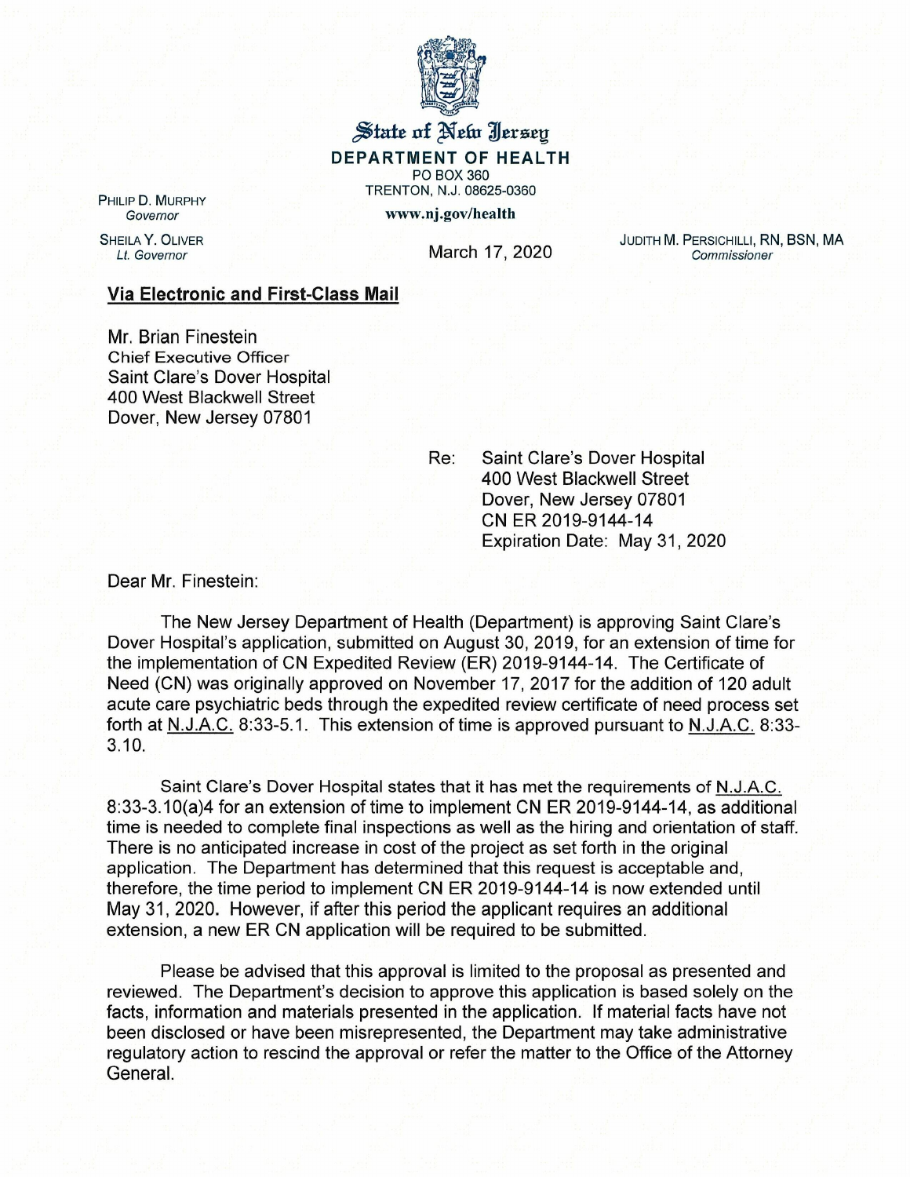# State of New Jersey

**DEPARTMENT OF HEALTH**

PO BOX 360

TRENTON, N.J. 08625-0360

**www.nj.gov/health**

PHILIP D. MURPHY
*Governor*

SHEILA Y. OLIVER
*Lt. Governor*

March 17, 2020

JUDITH M. PERSICHILLI, RN, BSN, MA
*Commissioner*

**Via Electronic and First-Class Mail**

Mr. Brian Finestein
Chief Executive Officer
Saint Clare's Dover Hospital
400 West Blackwell Street
Dover, New Jersey 07801

Re: Saint Clare's Dover Hospital
400 West Blackwell Street
Dover, New Jersey 07801
CN ER 2019-9144-14
Expiration Date: May 31, 2020

Dear Mr. Finestein:

The New Jersey Department of Health (Department) is approving Saint Clare's Dover Hospital's application, submitted on August 30, 2019, for an extension of time for the implementation of CN Expedited Review (ER) 2019-9144-14. The Certificate of Need (CN) was originally approved on November 17, 2017 for the addition of 120 adult acute care psychiatric beds through the expedited review certificate of need process set forth at N.J.A.C. 8:33-5.1. This extension of time is approved pursuant to N.J.A.C. 8:33-3.10.

Saint Clare's Dover Hospital states that it has met the requirements of N.J.A.C. 8:33-3.10(a)4 for an extension of time to implement CN ER 2019-9144-14, as additional time is needed to complete final inspections as well as the hiring and orientation of staff. There is no anticipated increase in cost of the project as set forth in the original application. The Department has determined that this request is acceptable and, therefore, the time period to implement CN ER 2019-9144-14 is now extended until May 31, 2020. However, if after this period the applicant requires an additional extension, a new ER CN application will be required to be submitted.

Please be advised that this approval is limited to the proposal as presented and reviewed. The Department's decision to approve this application is based solely on the facts, information and materials presented in the application. If material facts have not been disclosed or have been misrepresented, the Department may take administrative regulatory action to rescind the approval or refer the matter to the Office of the Attorney General.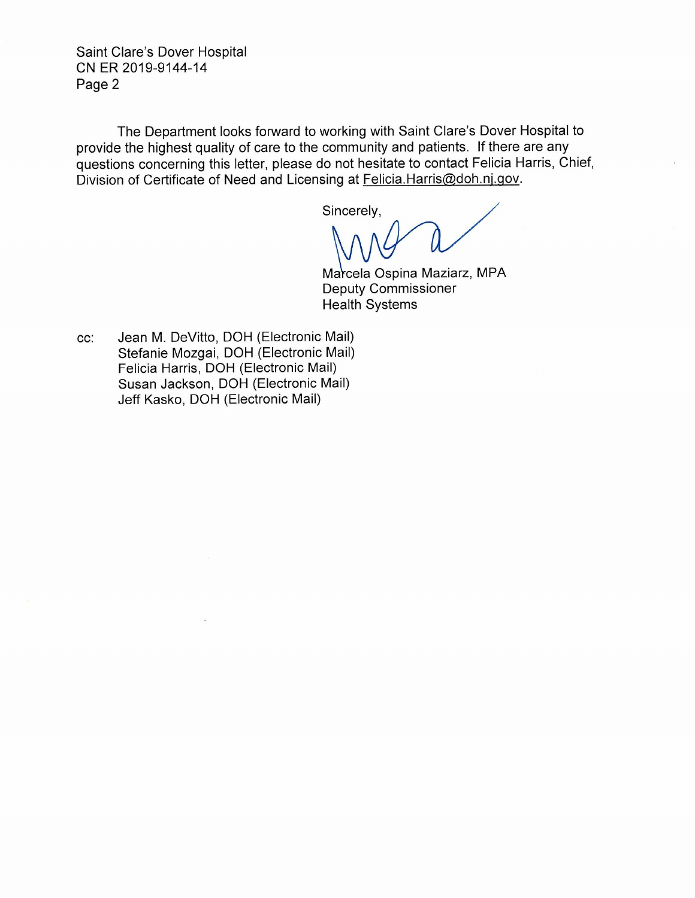Saint Clare's Dover Hospital
CN ER 2019-9144-14
Page 2

The Department looks forward to working with Saint Clare's Dover Hospital to provide the highest quality of care to the community and patients. If there are any questions concerning this letter, please do not hesitate to contact Felicia Harris, Chief, Division of Certificate of Need and Licensing at Felicia.Harris@doh.nj.gov.

Sincerely,

Marcela Ospina Maziarz, MPA
Deputy Commissioner
Health Systems

cc: Jean M. DeVitto, DOH (Electronic Mail)
Stefanie Mozgai, DOH (Electronic Mail)
Felicia Harris, DOH (Electronic Mail)
Susan Jackson, DOH (Electronic Mail)
Jeff Kasko, DOH (Electronic Mail)